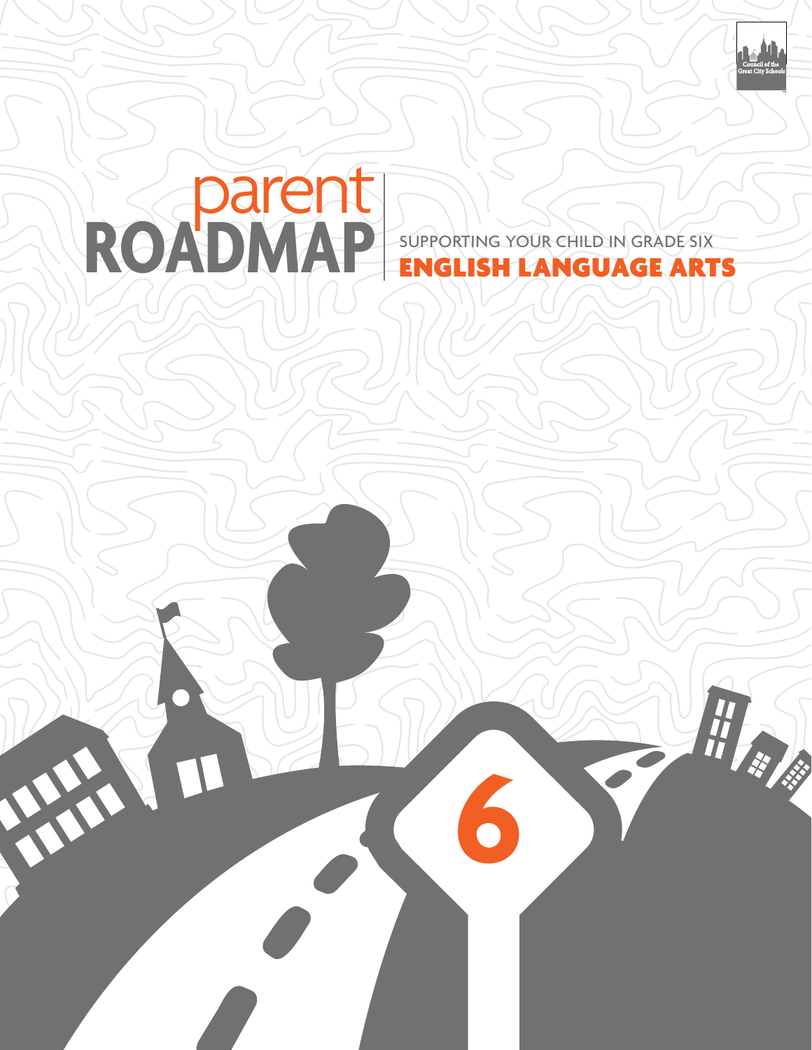Council of the Great City Schools

# parent ROADMAP

SUPPORTING YOUR CHILD IN GRADE SIX

## ENGLISH LANGUAGE ARTS

6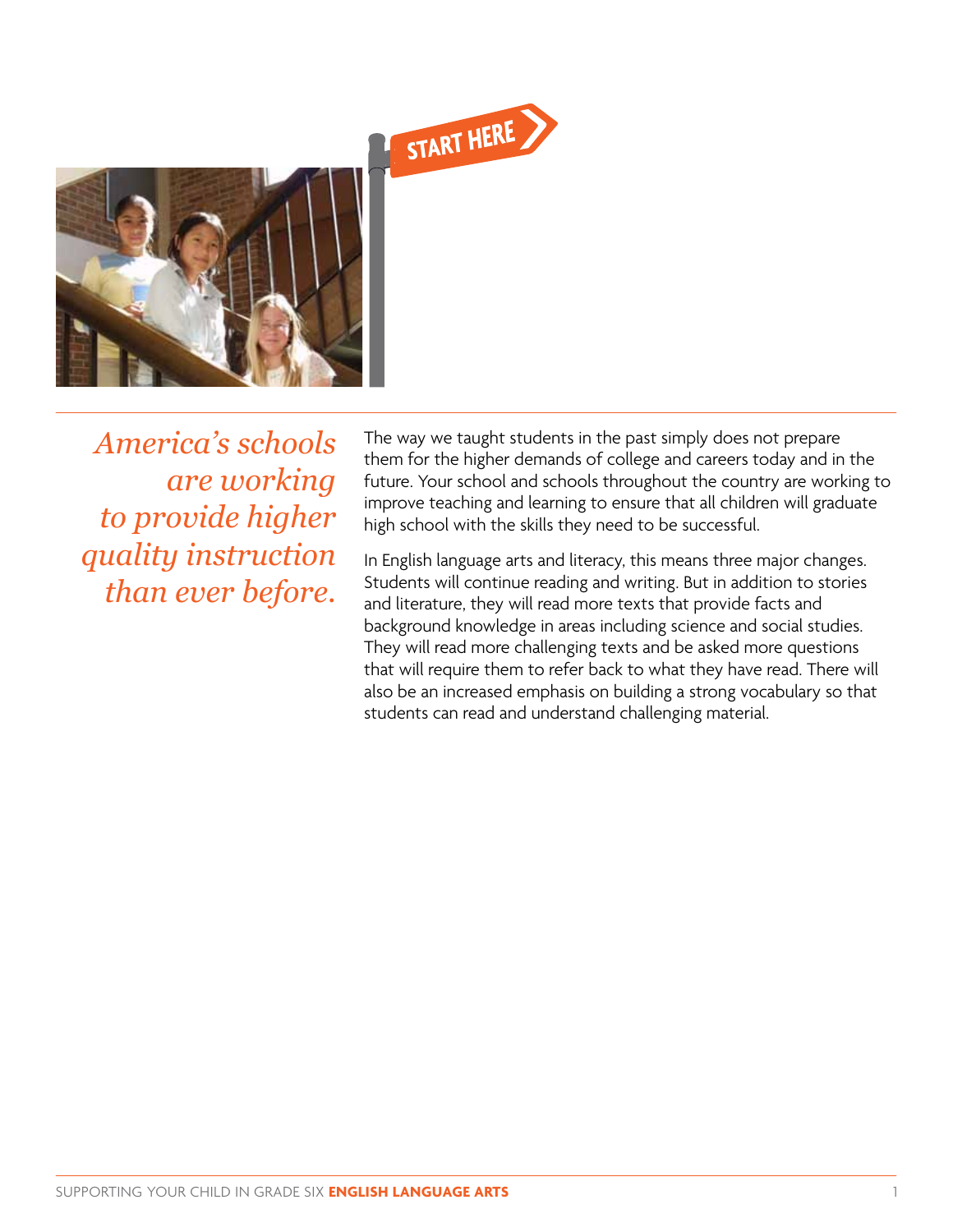START HERE

*America's schools are working to provide higher quality instruction than ever before.*

The way we taught students in the past simply does not prepare them for the higher demands of college and careers today and in the future. Your school and schools throughout the country are working to improve teaching and learning to ensure that all children will graduate high school with the skills they need to be successful.

In English language arts and literacy, this means three major changes. Students will continue reading and writing. But in addition to stories and literature, they will read more texts that provide facts and background knowledge in areas including science and social studies. They will read more challenging texts and be asked more questions that will require them to refer back to what they have read. There will also be an increased emphasis on building a strong vocabulary so that students can read and understand challenging material.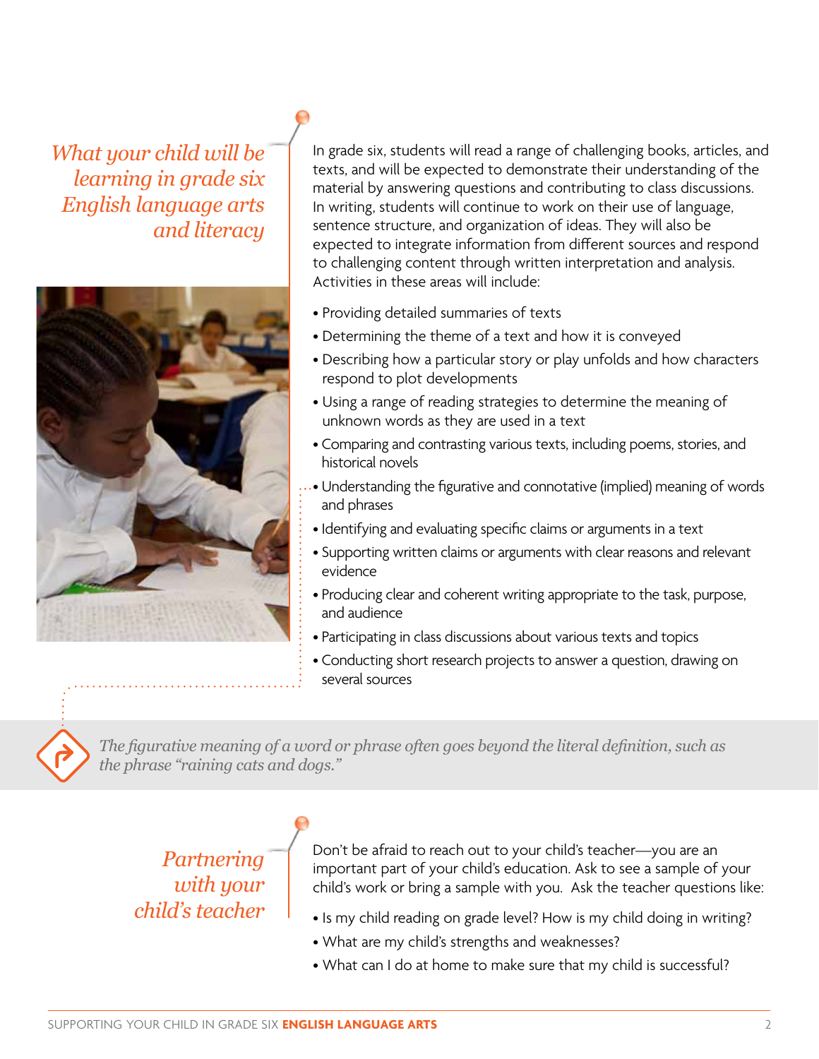## *What your child will be learning in grade six English language arts and literacy*

In grade six, students will read a range of challenging books, articles, and texts, and will be expected to demonstrate their understanding of the material by answering questions and contributing to class discussions. In writing, students will continue to work on their use of language, sentence structure, and organization of ideas. They will also be expected to integrate information from different sources and respond to challenging content through written interpretation and analysis. Activities in these areas will include:

- Providing detailed summaries of texts
- Determining the theme of a text and how it is conveyed
- Describing how a particular story or play unfolds and how characters respond to plot developments
- Using a range of reading strategies to determine the meaning of unknown words as they are used in a text
- Comparing and contrasting various texts, including poems, stories, and historical novels
- Understanding the figurative and connotative (implied) meaning of words and phrases
- Identifying and evaluating specific claims or arguments in a text
- Supporting written claims or arguments with clear reasons and relevant evidence
- Producing clear and coherent writing appropriate to the task, purpose, and audience
- Participating in class discussions about various texts and topics
- Conducting short research projects to answer a question, drawing on several sources

*The figurative meaning of a word or phrase often goes beyond the literal definition, such as the phrase "raining cats and dogs."*

## *Partnering with your child's teacher*

Don't be afraid to reach out to your child's teacher—you are an important part of your child's education. Ask to see a sample of your child's work or bring a sample with you. Ask the teacher questions like:

- Is my child reading on grade level? How is my child doing in writing?
- What are my child's strengths and weaknesses?
- What can I do at home to make sure that my child is successful?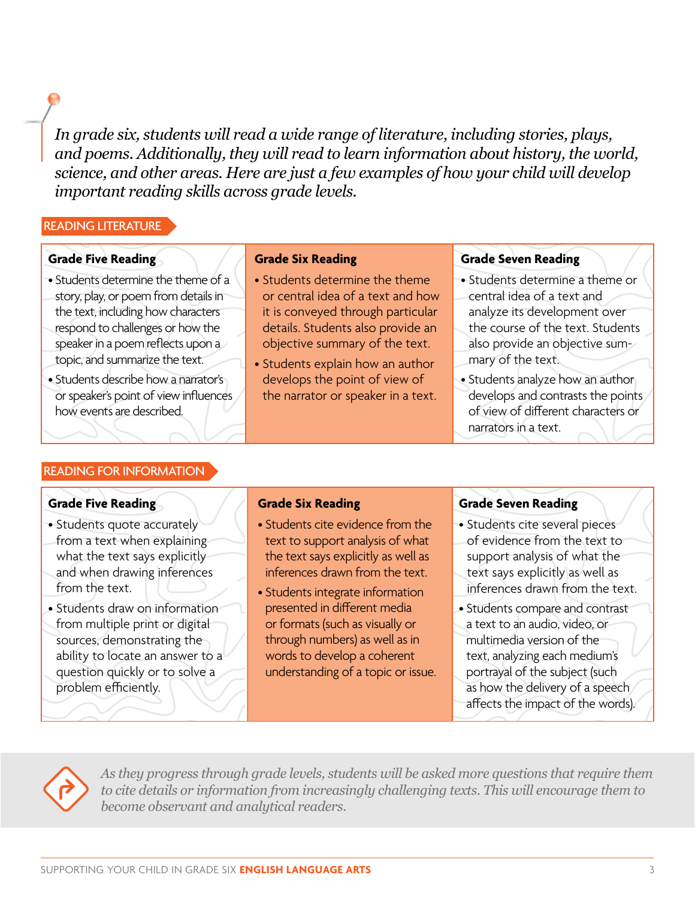*In grade six, students will read a wide range of literature, including stories, plays, and poems. Additionally, they will read to learn information about history, the world, science, and other areas. Here are just a few examples of how your child will develop important reading skills across grade levels.*

## READING LITERATURE

| Grade Five Reading | Grade Six Reading | Grade Seven Reading |
|---|---|---|
| • Students determine the theme of a story, play, or poem from details in the text, including how characters respond to challenges or how the speaker in a poem reflects upon a topic, and summarize the text.<br>• Students describe how a narrator's or speaker's point of view influences how events are described. | • Students determine the theme or central idea of a text and how it is conveyed through particular details. Students also provide an objective summary of the text.<br>• Students explain how an author develops the point of view of the narrator or speaker in a text. | • Students determine a theme or central idea of a text and analyze its development over the course of the text. Students also provide an objective summary of the text.<br>• Students analyze how an author develops and contrasts the points of view of different characters or narrators in a text. |

## READING FOR INFORMATION

| Grade Five Reading | Grade Six Reading | Grade Seven Reading |
|---|---|---|
| • Students quote accurately from a text when explaining what the text says explicitly and when drawing inferences from the text.<br>• Students draw on information from multiple print or digital sources, demonstrating the ability to locate an answer to a question quickly or to solve a problem efficiently. | • Students cite evidence from the text to support analysis of what the text says explicitly as well as inferences drawn from the text.<br>• Students integrate information presented in different media or formats (such as visually or through numbers) as well as in words to develop a coherent understanding of a topic or issue. | • Students cite several pieces of evidence from the text to support analysis of what the text says explicitly as well as inferences drawn from the text.<br>• Students compare and contrast a text to an audio, video, or multimedia version of the text, analyzing each medium's portrayal of the subject (such as how the delivery of a speech affects the impact of the words). |

*As they progress through grade levels, students will be asked more questions that require them to cite details or information from increasingly challenging texts. This will encourage them to become observant and analytical readers.*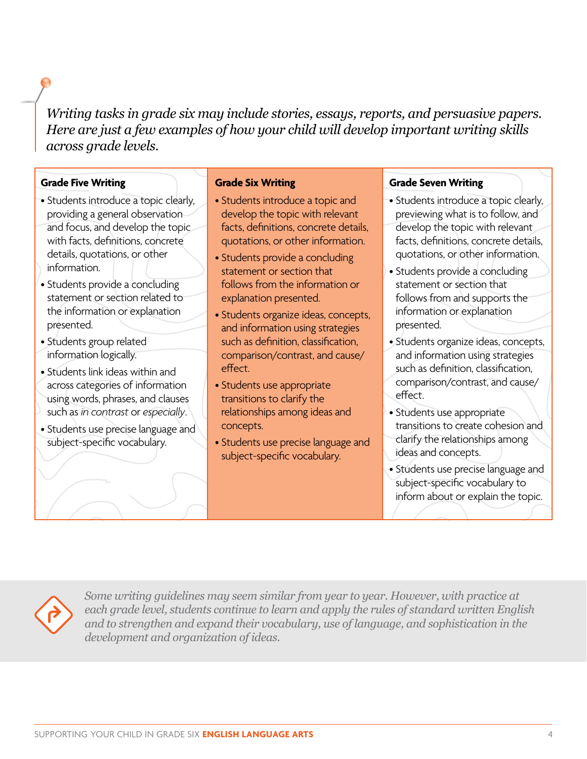*Writing tasks in grade six may include stories, essays, reports, and persuasive papers. Here are just a few examples of how your child will develop important writing skills across grade levels.*

| Grade Five Writing | Grade Six Writing | Grade Seven Writing |
|---|---|---|
| • Students introduce a topic clearly, providing a general observation and focus, and develop the topic with facts, definitions, concrete details, quotations, or other information.<br>• Students provide a concluding statement or section related to the information or explanation presented.<br>• Students group related information logically.<br>• Students link ideas within and across categories of information using words, phrases, and clauses such as *in contrast* or *especially*.<br>• Students use precise language and subject-specific vocabulary. | • Students introduce a topic and develop the topic with relevant facts, definitions, concrete details, quotations, or other information.<br>• Students provide a concluding statement or section that follows from the information or explanation presented.<br>• Students organize ideas, concepts, and information using strategies such as definition, classification, comparison/contrast, and cause/effect.<br>• Students use appropriate transitions to clarify the relationships among ideas and concepts.<br>• Students use precise language and subject-specific vocabulary. | • Students introduce a topic clearly, previewing what is to follow, and develop the topic with relevant facts, definitions, concrete details, quotations, or other information.<br>• Students provide a concluding statement or section that follows from and supports the information or explanation presented.<br>• Students organize ideas, concepts, and information using strategies such as definition, classification, comparison/contrast, and cause/effect.<br>• Students use appropriate transitions to create cohesion and clarify the relationships among ideas and concepts.<br>• Students use precise language and subject-specific vocabulary to inform about or explain the topic. |

*Some writing guidelines may seem similar from year to year. However, with practice at each grade level, students continue to learn and apply the rules of standard written English and to strengthen and expand their vocabulary, use of language, and sophistication in the development and organization of ideas.*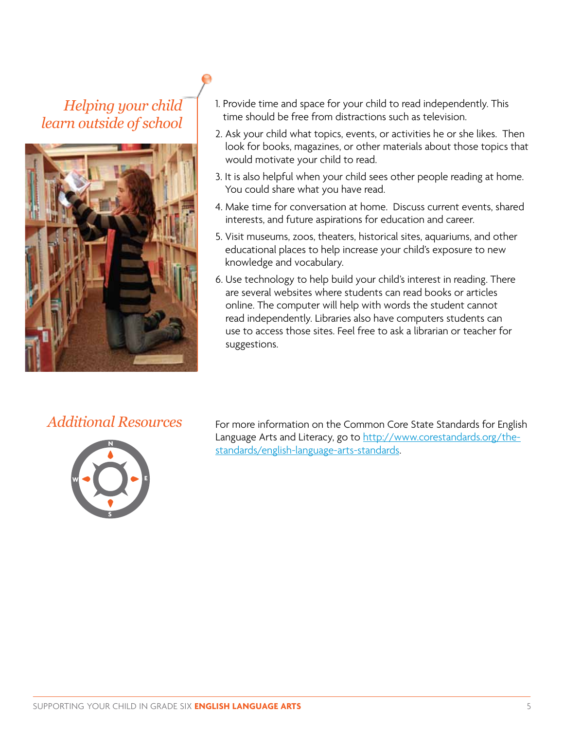## *Helping your child learn outside of school*

1. Provide time and space for your child to read independently. This time should be free from distractions such as television.
2. Ask your child what topics, events, or activities he or she likes. Then look for books, magazines, or other materials about those topics that would motivate your child to read.
3. It is also helpful when your child sees other people reading at home. You could share what you have read.
4. Make time for conversation at home. Discuss current events, shared interests, and future aspirations for education and career.
5. Visit museums, zoos, theaters, historical sites, aquariums, and other educational places to help increase your child's exposure to new knowledge and vocabulary.
6. Use technology to help build your child's interest in reading. There are several websites where students can read books or articles online. The computer will help with words the student cannot read independently. Libraries also have computers students can use to access those sites. Feel free to ask a librarian or teacher for suggestions.

## *Additional Resources*

For more information on the Common Core State Standards for English Language Arts and Literacy, go to [http://www.corestandards.org/the-standards/english-language-arts-standards](http://www.corestandards.org/the-standards/english-language-arts-standards).